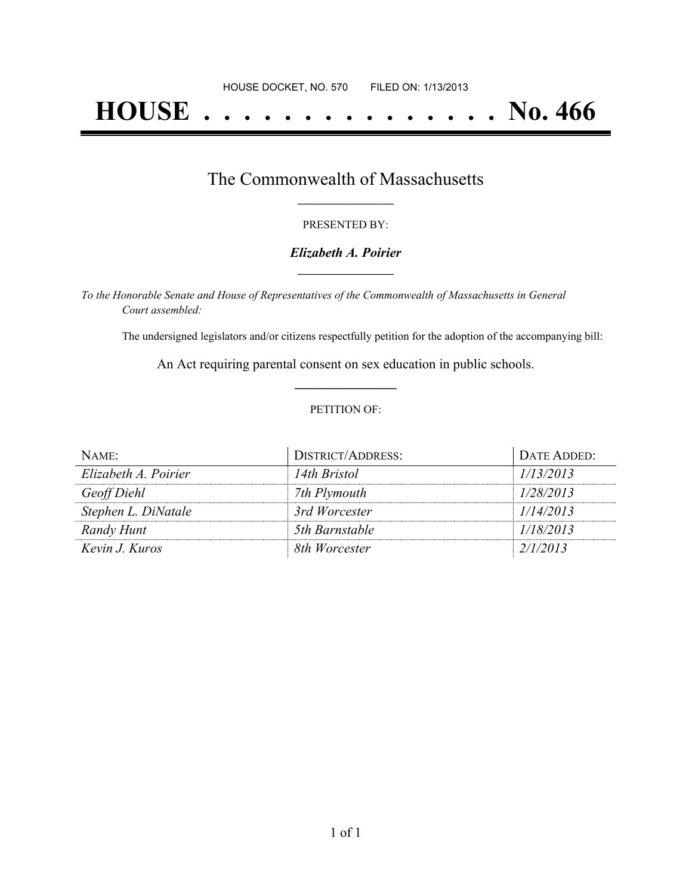HOUSE DOCKET, NO. 570        FILED ON: 1/13/2013

# HOUSE . . . . . . . . . . . . . . . No. 466

## The Commonwealth of Massachusetts

PRESENTED BY:

***Elizabeth A. Poirier***

*To the Honorable Senate and House of Representatives of the Commonwealth of Massachusetts in General Court assembled:*

The undersigned legislators and/or citizens respectfully petition for the adoption of the accompanying bill:

An Act requiring parental consent on sex education in public schools.

PETITION OF:

| NAME: | DISTRICT/ADDRESS: | DATE ADDED: |
| --- | --- | --- |
| *Elizabeth A. Poirier* | *14th Bristol* | *1/13/2013* |
| *Geoff Diehl* | *7th Plymouth* | *1/28/2013* |
| *Stephen L. DiNatale* | *3rd Worcester* | *1/14/2013* |
| *Randy Hunt* | *5th Barnstable* | *1/18/2013* |
| *Kevin J. Kuros* | *8th Worcester* | *2/1/2013* |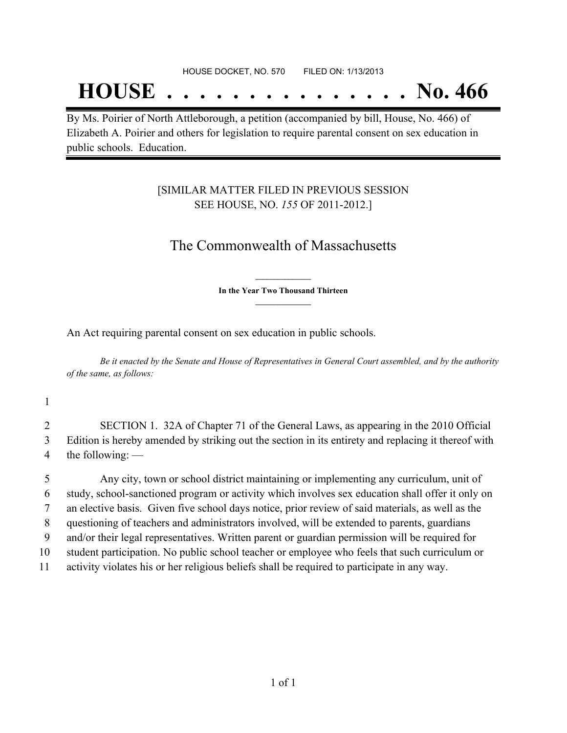HOUSE DOCKET, NO. 570        FILED ON: 1/13/2013

# HOUSE . . . . . . . . . . . . . . . No. 466

By Ms. Poirier of North Attleborough, a petition (accompanied by bill, House, No. 466) of Elizabeth A. Poirier and others for legislation to require parental consent on sex education in public schools. Education.

[SIMILAR MATTER FILED IN PREVIOUS SESSION
SEE HOUSE, NO. *155* OF 2011-2012.]

## The Commonwealth of Massachusetts

**In the Year Two Thousand Thirteen**

An Act requiring parental consent on sex education in public schools.

*Be it enacted by the Senate and House of Representatives in General Court assembled, and by the authority of the same, as follows:*

SECTION 1. 32A of Chapter 71 of the General Laws, as appearing in the 2010 Official Edition is hereby amended by striking out the section in its entirety and replacing it thereof with the following: —

Any city, town or school district maintaining or implementing any curriculum, unit of study, school-sanctioned program or activity which involves sex education shall offer it only on an elective basis. Given five school days notice, prior review of said materials, as well as the questioning of teachers and administrators involved, will be extended to parents, guardians and/or their legal representatives. Written parent or guardian permission will be required for student participation. No public school teacher or employee who feels that such curriculum or activity violates his or her religious beliefs shall be required to participate in any way.